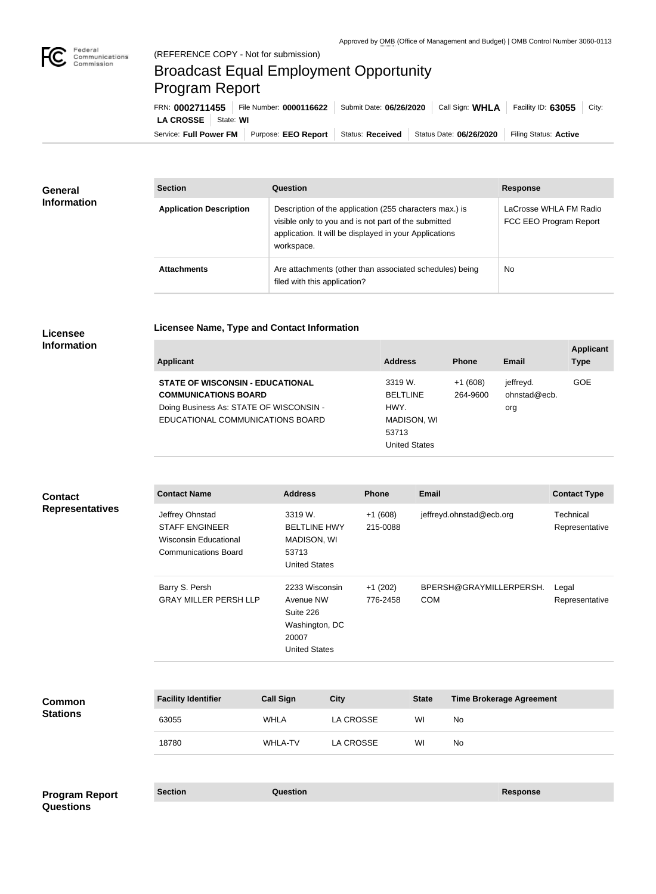Approved by OMB (Office of Management and Budget) | OMB Control Number 3060-0113

Federal Communications Commission

(REFERENCE COPY - Not for submission)

# Broadcast Equal Employment Opportunity Program Report

FRN: **0002711455** | File Number: **0000116622** | Submit Date: **06/26/2020** | Call Sign: **WHLA** | Facility ID: **63055** | City: **LA CROSSE** | State: **WI**

Service: **Full Power FM** | Purpose: **EEO Report** | Status: **Received** | Status Date: **06/26/2020** | Filing Status: **Active**

## General Information

| Section | Question | Response |
| --- | --- | --- |
| **Application Description** | Description of the application (255 characters max.) is visible only to you and is not part of the submitted application. It will be displayed in your Applications workspace. | LaCrosse WHLA FM Radio FCC EEO Program Report |
| **Attachments** | Are attachments (other than associated schedules) being filed with this application? | No |

## Licensee Information

### Licensee Name, Type and Contact Information

| Applicant | Address | Phone | Email | Applicant Type |
| --- | --- | --- | --- | --- |
| **STATE OF WISCONSIN - EDUCATIONAL COMMUNICATIONS BOARD** Doing Business As: STATE OF WISCONSIN - EDUCATIONAL COMMUNICATIONS BOARD | 3319 W. BELTLINE HWY. MADISON, WI 53713 United States | +1 (608) 264-9600 | jeffreyd.ohnstad@ecb.org | GOE |

## Contact Representatives

| Contact Name | Address | Phone | Email | Contact Type |
| --- | --- | --- | --- | --- |
| Jeffrey Ohnstad STAFF ENGINEER Wisconsin Educational Communications Board | 3319 W. BELTLINE HWY MADISON, WI 53713 United States | +1 (608) 215-0088 | jeffreyd.ohnstad@ecb.org | Technical Representative |
| Barry S. Persh GRAY MILLER PERSH LLP | 2233 Wisconsin Avenue NW Suite 226 Washington, DC 20007 United States | +1 (202) 776-2458 | BPERSH@GRAYMILLERPERSH.COM | Legal Representative |

## Common Stations

| Facility Identifier | Call Sign | City | State | Time Brokerage Agreement |
| --- | --- | --- | --- | --- |
| 63055 | WHLA | LA CROSSE | WI | No |
| 18780 | WHLA-TV | LA CROSSE | WI | No |

## Program Report Questions

| Section | Question | Response |
| --- | --- | --- |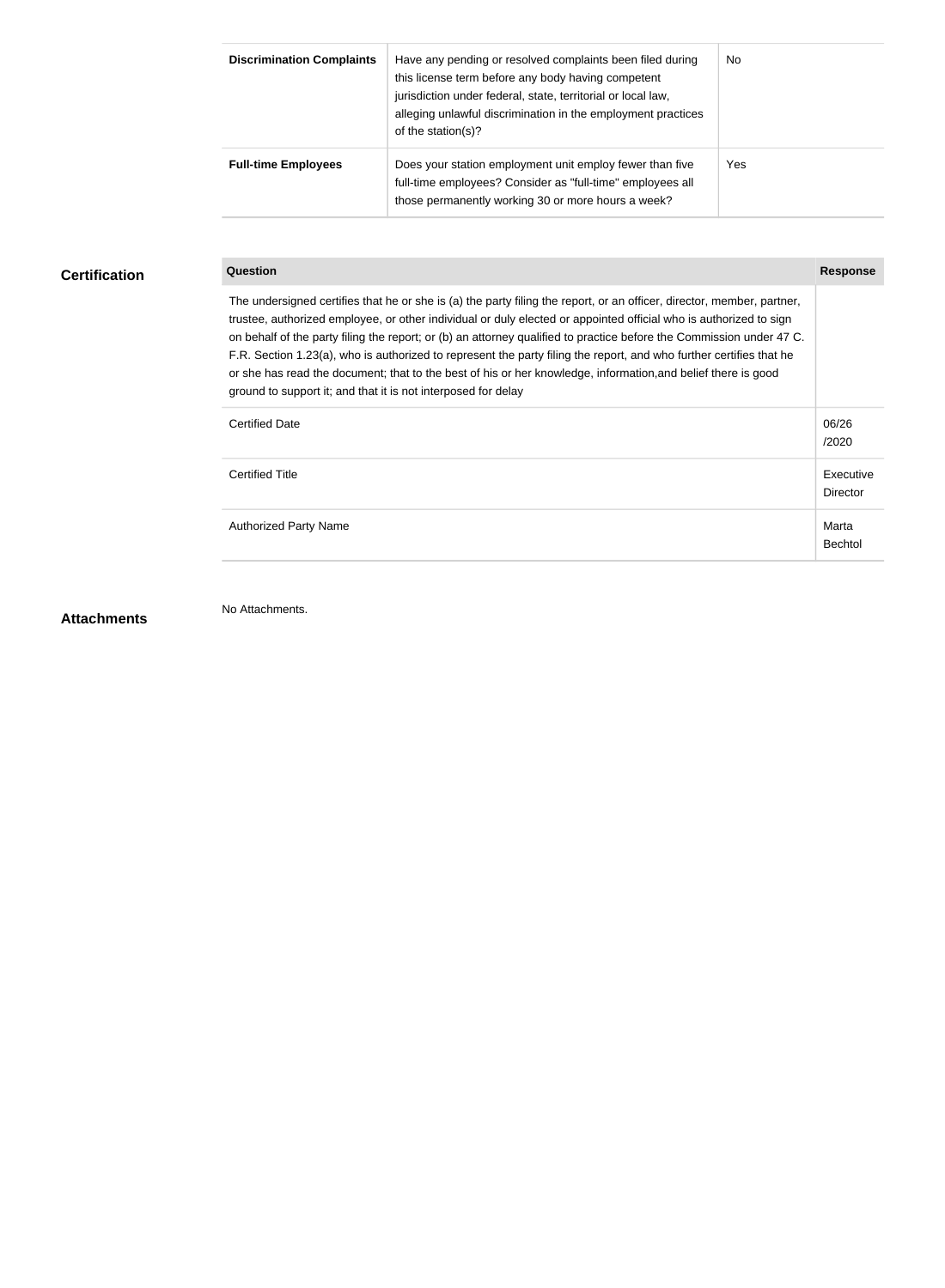| | | |
|---|---|---|
| **Discrimination Complaints** | Have any pending or resolved complaints been filed during this license term before any body having competent jurisdiction under federal, state, territorial or local law, alleging unlawful discrimination in the employment practices of the station(s)? | No |
| **Full-time Employees** | Does your station employment unit employ fewer than five full-time employees? Consider as "full-time" employees all those permanently working 30 or more hours a week? | Yes |

## Certification

| Question | Response |
|---|---|
| The undersigned certifies that he or she is (a) the party filing the report, or an officer, director, member, partner, trustee, authorized employee, or other individual or duly elected or appointed official who is authorized to sign on behalf of the party filing the report; or (b) an attorney qualified to practice before the Commission under 47 C.F.R. Section 1.23(a), who is authorized to represent the party filing the report, and who further certifies that he or she has read the document; that to the best of his or her knowledge, information,and belief there is good ground to support it; and that it is not interposed for delay | |
| Certified Date | 06/26/2020 |
| Certified Title | Executive Director |
| Authorized Party Name | Marta Bechtol |

## Attachments

No Attachments.